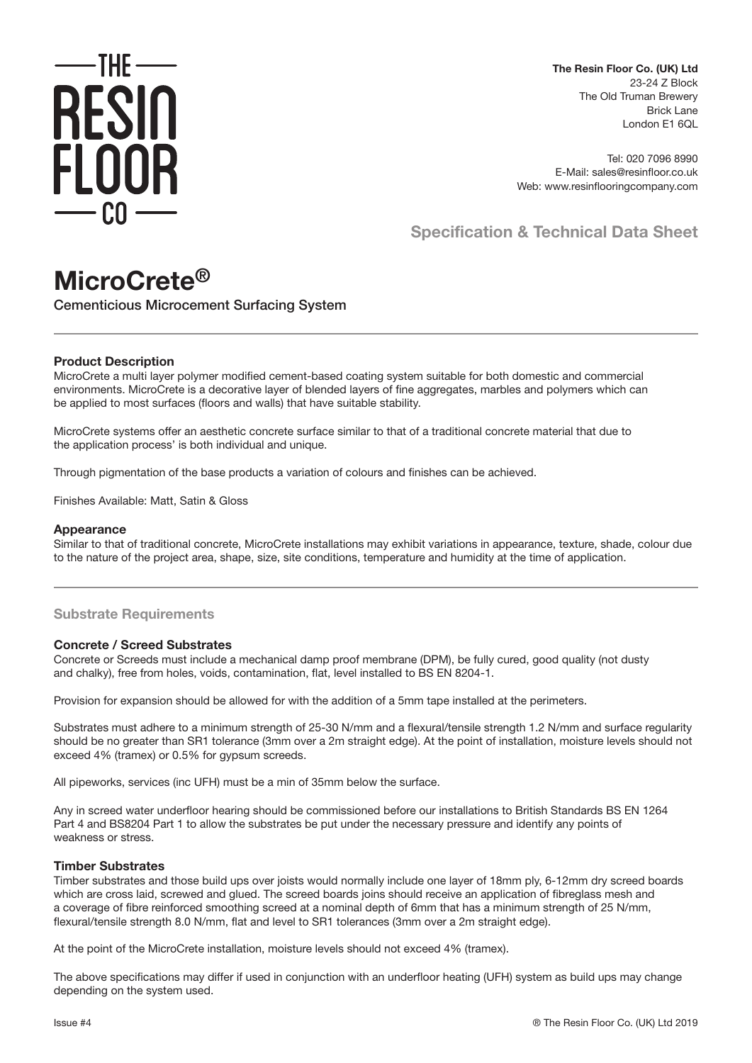THE RESIN FLOOR CO

**The Resin Floor Co. (UK) Ltd**
23-24 Z Block
The Old Truman Brewery
Brick Lane
London E1 6QL

Tel: 020 7096 8990
E-Mail: sales@resinfloor.co.uk
Web: www.resinflooringcompany.com

## Specification & Technical Data Sheet

# MicroCrete®

Cementicious Microcement Surfacing System

### Product Description

MicroCrete a multi layer polymer modified cement-based coating system suitable for both domestic and commercial environments. MicroCrete is a decorative layer of blended layers of fine aggregates, marbles and polymers which can be applied to most surfaces (floors and walls) that have suitable stability.

MicroCrete systems offer an aesthetic concrete surface similar to that of a traditional concrete material that due to the application process' is both individual and unique.

Through pigmentation of the base products a variation of colours and finishes can be achieved.

Finishes Available: Matt, Satin & Gloss

### Appearance

Similar to that of traditional concrete, MicroCrete installations may exhibit variations in appearance, texture, shade, colour due to the nature of the project area, shape, size, site conditions, temperature and humidity at the time of application.

## Substrate Requirements

### Concrete / Screed Substrates

Concrete or Screeds must include a mechanical damp proof membrane (DPM), be fully cured, good quality (not dusty and chalky), free from holes, voids, contamination, flat, level installed to BS EN 8204-1.

Provision for expansion should be allowed for with the addition of a 5mm tape installed at the perimeters.

Substrates must adhere to a minimum strength of 25-30 N/mm and a flexural/tensile strength 1.2 N/mm and surface regularity should be no greater than SR1 tolerance (3mm over a 2m straight edge). At the point of installation, moisture levels should not exceed 4% (tramex) or 0.5% for gypsum screeds.

All pipeworks, services (inc UFH) must be a min of 35mm below the surface.

Any in screed water underfloor hearing should be commissioned before our installations to British Standards BS EN 1264 Part 4 and BS8204 Part 1 to allow the substrates be put under the necessary pressure and identify any points of weakness or stress.

### Timber Substrates

Timber substrates and those build ups over joists would normally include one layer of 18mm ply, 6-12mm dry screed boards which are cross laid, screwed and glued. The screed boards joins should receive an application of fibreglass mesh and a coverage of fibre reinforced smoothing screed at a nominal depth of 6mm that has a minimum strength of 25 N/mm, flexural/tensile strength 8.0 N/mm, flat and level to SR1 tolerances (3mm over a 2m straight edge).

At the point of the MicroCrete installation, moisture levels should not exceed 4% (tramex).

The above specifications may differ if used in conjunction with an underfloor heating (UFH) system as build ups may change depending on the system used.

Issue #4

® The Resin Floor Co. (UK) Ltd 2019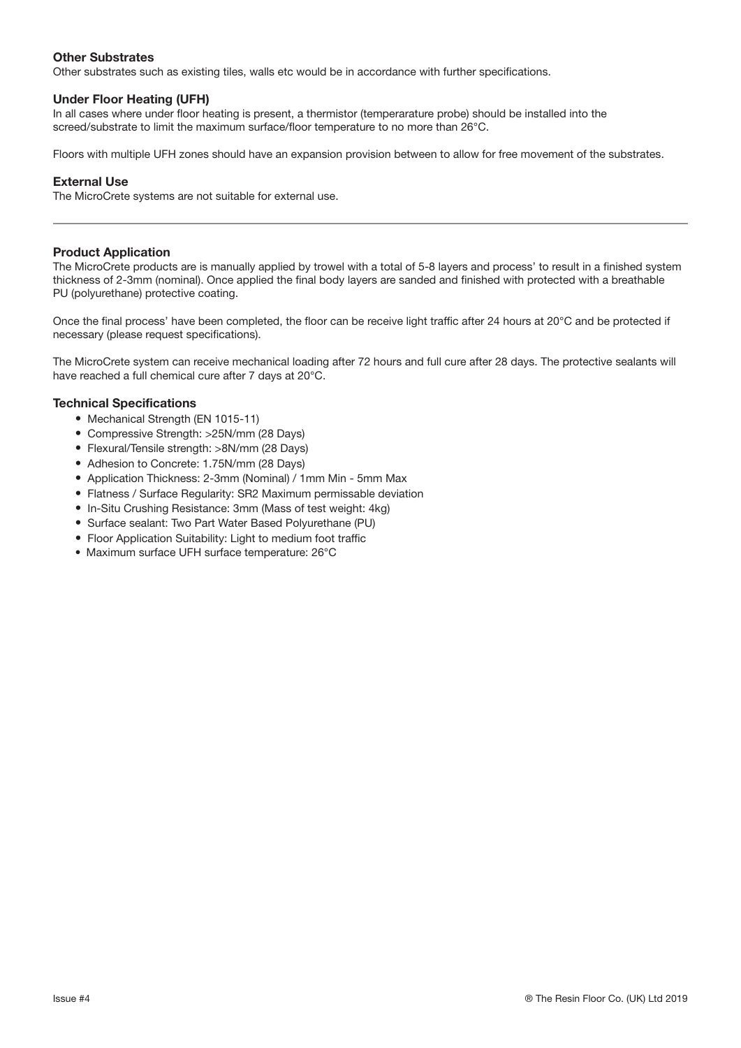### Other Substrates

Other substrates such as existing tiles, walls etc would be in accordance with further specifications.

### Under Floor Heating (UFH)

In all cases where under floor heating is present, a thermistor (temperarature probe) should be installed into the screed/substrate to limit the maximum surface/floor temperature to no more than 26°C.

Floors with multiple UFH zones should have an expansion provision between to allow for free movement of the substrates.

### External Use

The MicroCrete systems are not suitable for external use.

---

### Product Application

The MicroCrete products are is manually applied by trowel with a total of 5-8 layers and process' to result in a finished system thickness of 2-3mm (nominal). Once applied the final body layers are sanded and finished with protected with a breathable PU (polyurethane) protective coating.

Once the final process' have been completed, the floor can be receive light traffic after 24 hours at 20°C and be protected if necessary (please request specifications).

The MicroCrete system can receive mechanical loading after 72 hours and full cure after 28 days. The protective sealants will have reached a full chemical cure after 7 days at 20°C.

### Technical Specifications

- Mechanical Strength (EN 1015-11)
- Compressive Strength: >25N/mm (28 Days)
- Flexural/Tensile strength: >8N/mm (28 Days)
- Adhesion to Concrete: 1.75N/mm (28 Days)
- Application Thickness: 2-3mm (Nominal) / 1mm Min - 5mm Max
- Flatness / Surface Regularity: SR2 Maximum permissable deviation
- In-Situ Crushing Resistance: 3mm (Mass of test weight: 4kg)
- Surface sealant: Two Part Water Based Polyurethane (PU)
- Floor Application Suitability: Light to medium foot traffic
- Maximum surface UFH surface temperature: 26°C

Issue #4 ® The Resin Floor Co. (UK) Ltd 2019